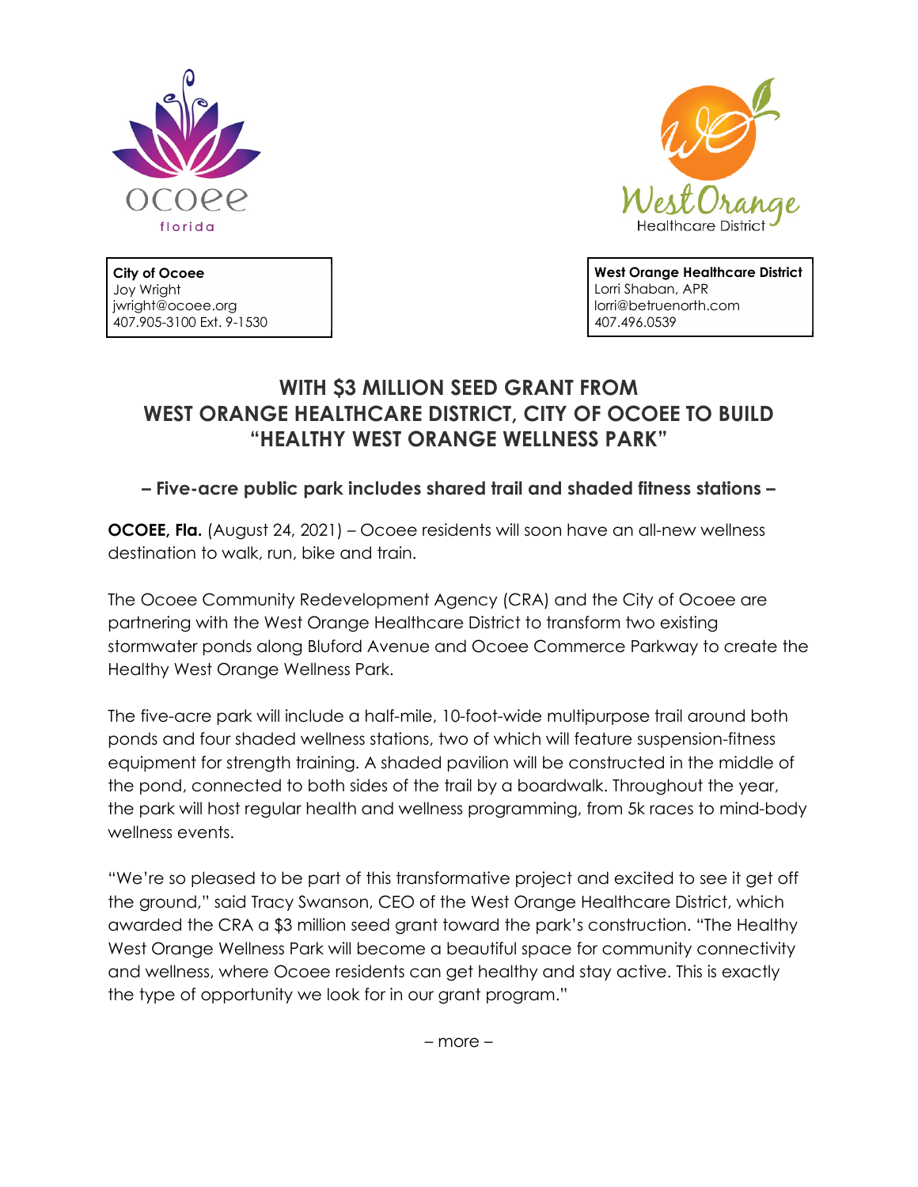**City of Ocoee**
Joy Wright
jwright@ocoee.org
407.905-3100 Ext. 9-1530

**West Orange Healthcare District**
Lorri Shaban, APR
lorri@betruenorth.com
407.496.0539

# WITH $3 MILLION SEED GRANT FROM WEST ORANGE HEALTHCARE DISTRICT, CITY OF OCOEE TO BUILD "HEALTHY WEST ORANGE WELLNESS PARK"

## – Five-acre public park includes shared trail and shaded fitness stations –

**OCOEE, Fla.** (August 24, 2021) – Ocoee residents will soon have an all-new wellness destination to walk, run, bike and train.

The Ocoee Community Redevelopment Agency (CRA) and the City of Ocoee are partnering with the West Orange Healthcare District to transform two existing stormwater ponds along Bluford Avenue and Ocoee Commerce Parkway to create the Healthy West Orange Wellness Park.

The five-acre park will include a half-mile, 10-foot-wide multipurpose trail around both ponds and four shaded wellness stations, two of which will feature suspension-fitness equipment for strength training. A shaded pavilion will be constructed in the middle of the pond, connected to both sides of the trail by a boardwalk. Throughout the year, the park will host regular health and wellness programming, from 5k races to mind-body wellness events.

"We're so pleased to be part of this transformative project and excited to see it get off the ground," said Tracy Swanson, CEO of the West Orange Healthcare District, which awarded the CRA a $3 million seed grant toward the park's construction. "The Healthy West Orange Wellness Park will become a beautiful space for community connectivity and wellness, where Ocoee residents can get healthy and stay active. This is exactly the type of opportunity we look for in our grant program."

– more –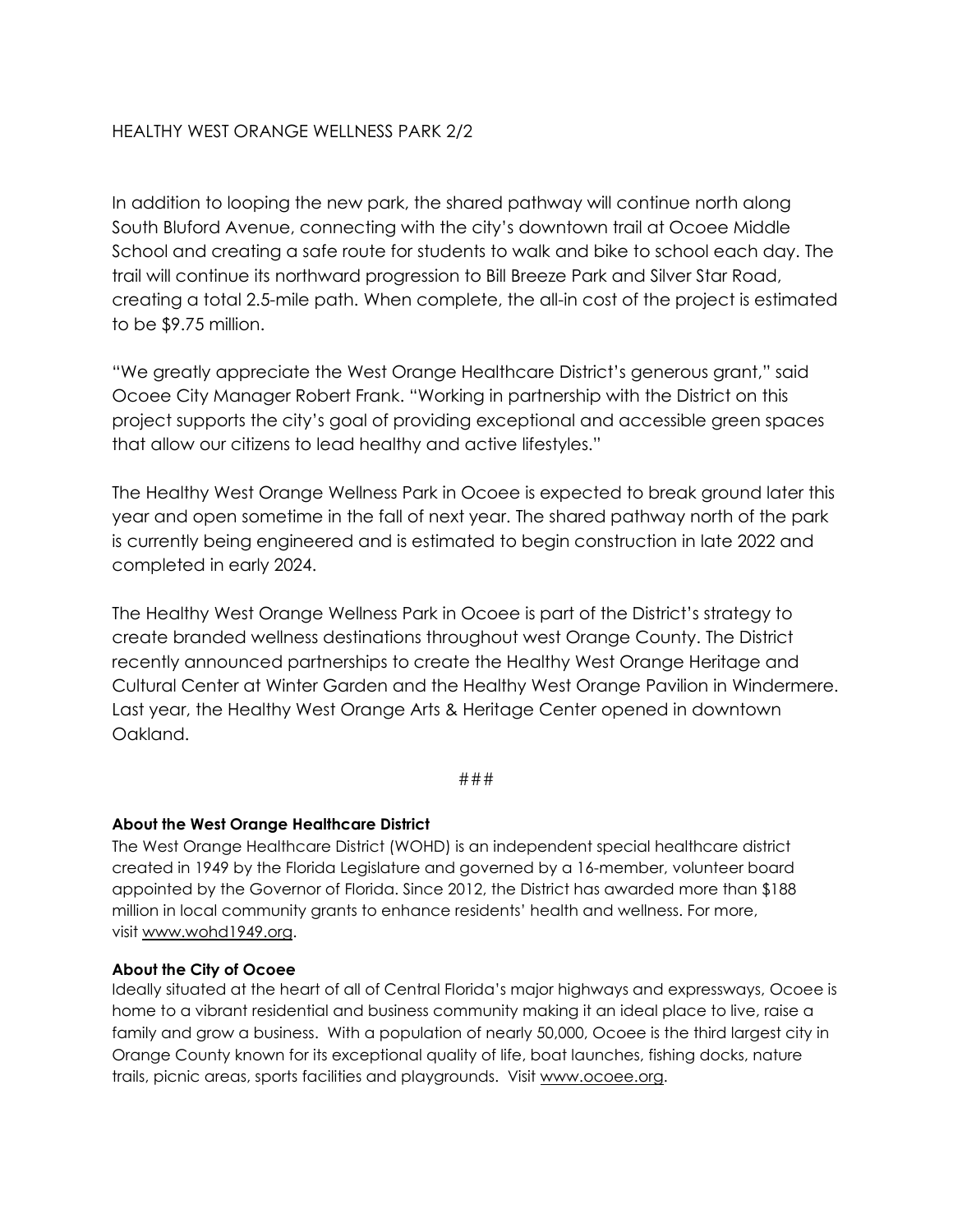HEALTHY WEST ORANGE WELLNESS PARK 2/2

In addition to looping the new park, the shared pathway will continue north along South Bluford Avenue, connecting with the city's downtown trail at Ocoee Middle School and creating a safe route for students to walk and bike to school each day. The trail will continue its northward progression to Bill Breeze Park and Silver Star Road, creating a total 2.5-mile path. When complete, the all-in cost of the project is estimated to be $9.75 million.

"We greatly appreciate the West Orange Healthcare District's generous grant," said Ocoee City Manager Robert Frank. "Working in partnership with the District on this project supports the city's goal of providing exceptional and accessible green spaces that allow our citizens to lead healthy and active lifestyles."

The Healthy West Orange Wellness Park in Ocoee is expected to break ground later this year and open sometime in the fall of next year. The shared pathway north of the park is currently being engineered and is estimated to begin construction in late 2022 and completed in early 2024.

The Healthy West Orange Wellness Park in Ocoee is part of the District's strategy to create branded wellness destinations throughout west Orange County. The District recently announced partnerships to create the Healthy West Orange Heritage and Cultural Center at Winter Garden and the Healthy West Orange Pavilion in Windermere. Last year, the Healthy West Orange Arts & Heritage Center opened in downtown Oakland.

###

**About the West Orange Healthcare District**
The West Orange Healthcare District (WOHD) is an independent special healthcare district created in 1949 by the Florida Legislature and governed by a 16-member, volunteer board appointed by the Governor of Florida. Since 2012, the District has awarded more than $188 million in local community grants to enhance residents' health and wellness. For more, visit www.wohd1949.org.

**About the City of Ocoee**
Ideally situated at the heart of all of Central Florida's major highways and expressways, Ocoee is home to a vibrant residential and business community making it an ideal place to live, raise a family and grow a business. With a population of nearly 50,000, Ocoee is the third largest city in Orange County known for its exceptional quality of life, boat launches, fishing docks, nature trails, picnic areas, sports facilities and playgrounds. Visit www.ocoee.org.